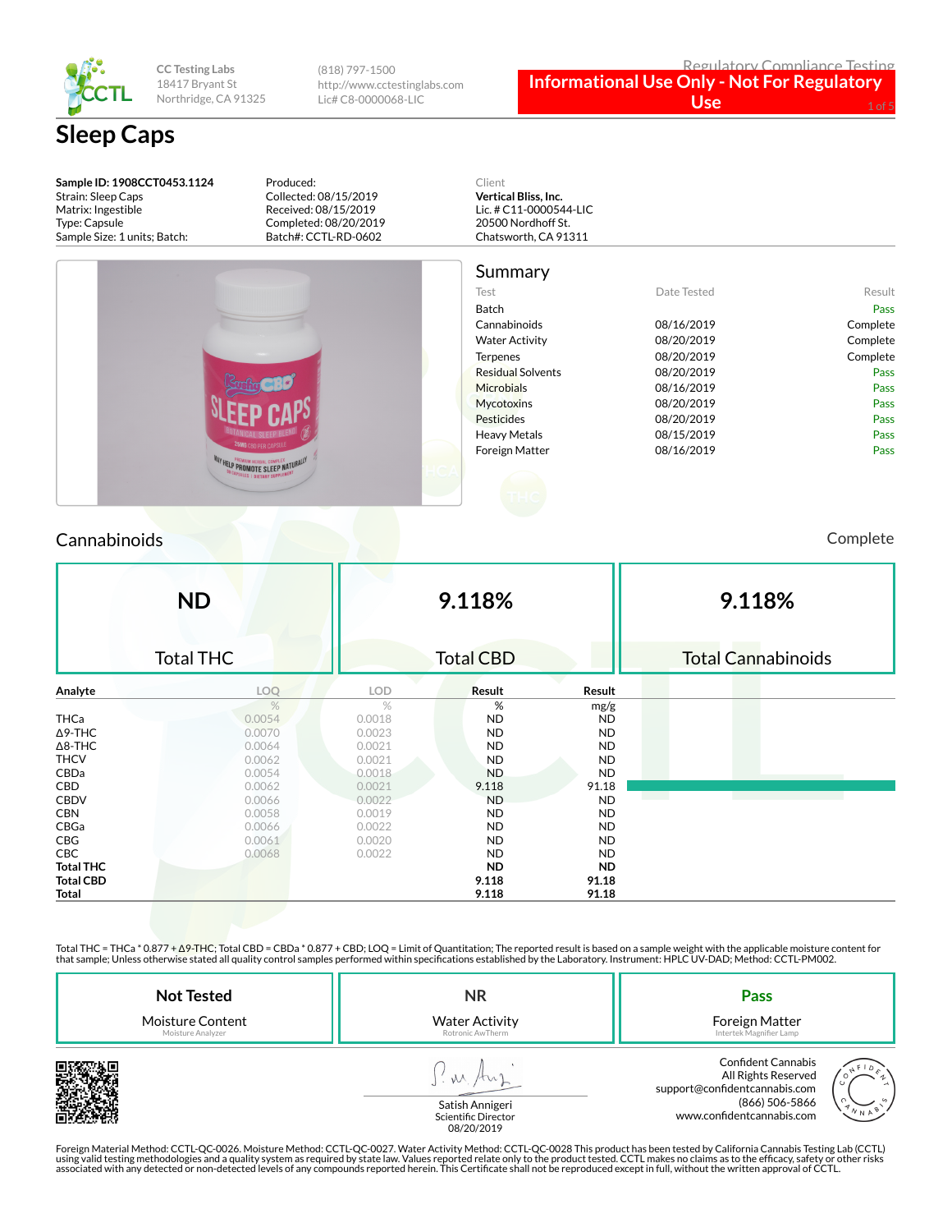CC Testing Labs
18417 Bryant St
Northridge, CA 91325

(818) 797-1500
http://www.cctestinglabs.com
Lic# C8-0000068-LIC

Regulatory Compliance Testing

**Informational Use Only - Not For Regulatory Use**

# Sleep Caps

**Sample ID: 1908CCT0453.1124**
Strain: Sleep Caps
Matrix: Ingestible
Type: Capsule
Sample Size: 1 units; Batch:

Produced:
Collected: 08/15/2019
Received: 08/15/2019
Completed: 08/20/2019
Batch#: CCTL-RD-0602

Client
**Vertical Bliss, Inc.**
Lic. # C11-0000544-LIC
20500 Nordhoff St.
Chatsworth, CA 91311

## Summary

| Test | Date Tested | Result |
|---|---|---|
| Batch | | Pass |
| Cannabinoids | 08/16/2019 | Complete |
| Water Activity | 08/20/2019 | Complete |
| Terpenes | 08/20/2019 | Complete |
| Residual Solvents | 08/20/2019 | Pass |
| Microbials | 08/16/2019 | Pass |
| Mycotoxins | 08/20/2019 | Pass |
| Pesticides | 08/20/2019 | Pass |
| Heavy Metals | 08/15/2019 | Pass |
| Foreign Matter | 08/16/2019 | Pass |

## Cannabinoids

Complete

| **ND** Total THC | **9.118%** Total CBD | **9.118%** Total Cannabinoids |
|---|---|---|

| Analyte | LOQ | LOD | Result | Result |
|---|---|---|---|---|
| | % | % | % | mg/g |
| THCa | 0.0054 | 0.0018 | ND | ND |
| Δ9-THC | 0.0070 | 0.0023 | ND | ND |
| Δ8-THC | 0.0064 | 0.0021 | ND | ND |
| THCV | 0.0062 | 0.0021 | ND | ND |
| CBDa | 0.0054 | 0.0018 | ND | ND |
| CBD | 0.0062 | 0.0021 | 9.118 | 91.18 |
| CBDV | 0.0066 | 0.0022 | ND | ND |
| CBN | 0.0058 | 0.0019 | ND | ND |
| CBGa | 0.0066 | 0.0022 | ND | ND |
| CBG | 0.0061 | 0.0020 | ND | ND |
| CBC | 0.0068 | 0.0022 | ND | ND |
| **Total THC** | | | **ND** | **ND** |
| **Total CBD** | | | **9.118** | **91.18** |
| **Total** | | | **9.118** | **91.18** |

Total THC = THCa * 0.877 + Δ9-THC; Total CBD = CBDa * 0.877 + CBD; LOQ = Limit of Quantitation; The reported result is based on a sample weight with the applicable moisture content for that sample; Unless otherwise stated all quality control samples performed within specifications established by the Laboratory. Instrument: HPLC UV-DAD; Method: CCTL-PM002.

| **Not Tested** Moisture Content (Moisture Analyzer) | **NR** Water Activity (Rotronic AwTherm) | **Pass** Foreign Matter (Intertek Magnifier Lamp) |
|---|---|---|

Satish Annigeri
Scientific Director
08/20/2019

Confident Cannabis
All Rights Reserved
support@confidentcannabis.com
(866) 506-5866
www.confidentcannabis.com

Foreign Material Method: CCTL-QC-0026. Moisture Method: CCTL-QC-0027. Water Activity Method: CCTL-QC-0028 This product has been tested by California Cannabis Testing Lab (CCTL) using valid testing methodologies and a quality system as required by state law. Values reported relate only to the product tested. CCTL makes no claims as to the efficacy, safety or other risks associated with any detected or non-detected levels of any compounds reported herein. This Certificate shall not be reproduced except in full, without the written approval of CCTL.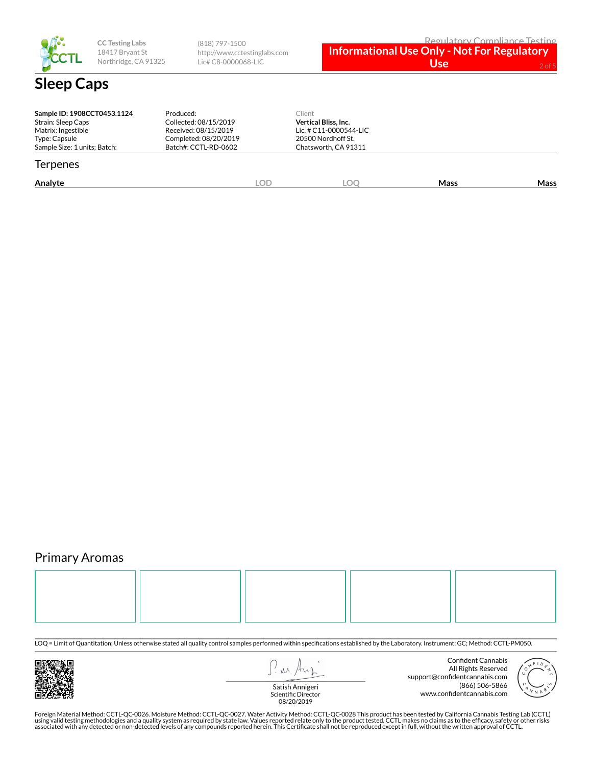Regulatory Compliance Testing

**Informational Use Only - Not For Regulatory Use**

CC Testing Labs
18417 Bryant St
Northridge, CA 91325

(818) 797-1500
http://www.cctestinglabs.com
Lic# C8-0000068-LIC

# Sleep Caps

**Sample ID: 1908CCT0453.1124**
Strain: Sleep Caps
Matrix: Ingestible
Type: Capsule
Sample Size: 1 units; Batch:

Produced:
Collected: 08/15/2019
Received: 08/15/2019
Completed: 08/20/2019
Batch#: CCTL-RD-0602

Client
**Vertical Bliss, Inc.**
Lic. # C11-0000544-LIC
20500 Nordhoff St.
Chatsworth, CA 91311

## Terpenes

| Analyte | LOD | LOQ | Mass | Mass |
|---|---|---|---|---|

## Primary Aromas

LOQ = Limit of Quantitation; Unless otherwise stated all quality control samples performed within specifications established by the Laboratory. Instrument: GC; Method: CCTL-PM050.

Satish Annigeri
Scientific Director
08/20/2019

Confident Cannabis
All Rights Reserved
support@confidentcannabis.com
(866) 506-5866
www.confidentcannabis.com

Foreign Material Method: CCTL-QC-0026. Moisture Method: CCTL-QC-0027. Water Activity Method: CCTL-QC-0028 This product has been tested by California Cannabis Testing Lab (CCTL) using valid testing methodologies and a quality system as required by state law. Values reported relate only to the product tested. CCTL makes no claims as to the efficacy, safety or other risks associated with any detected or non-detected levels of any compounds reported herein. This Certificate shall not be reproduced except in full, without the written approval of CCTL.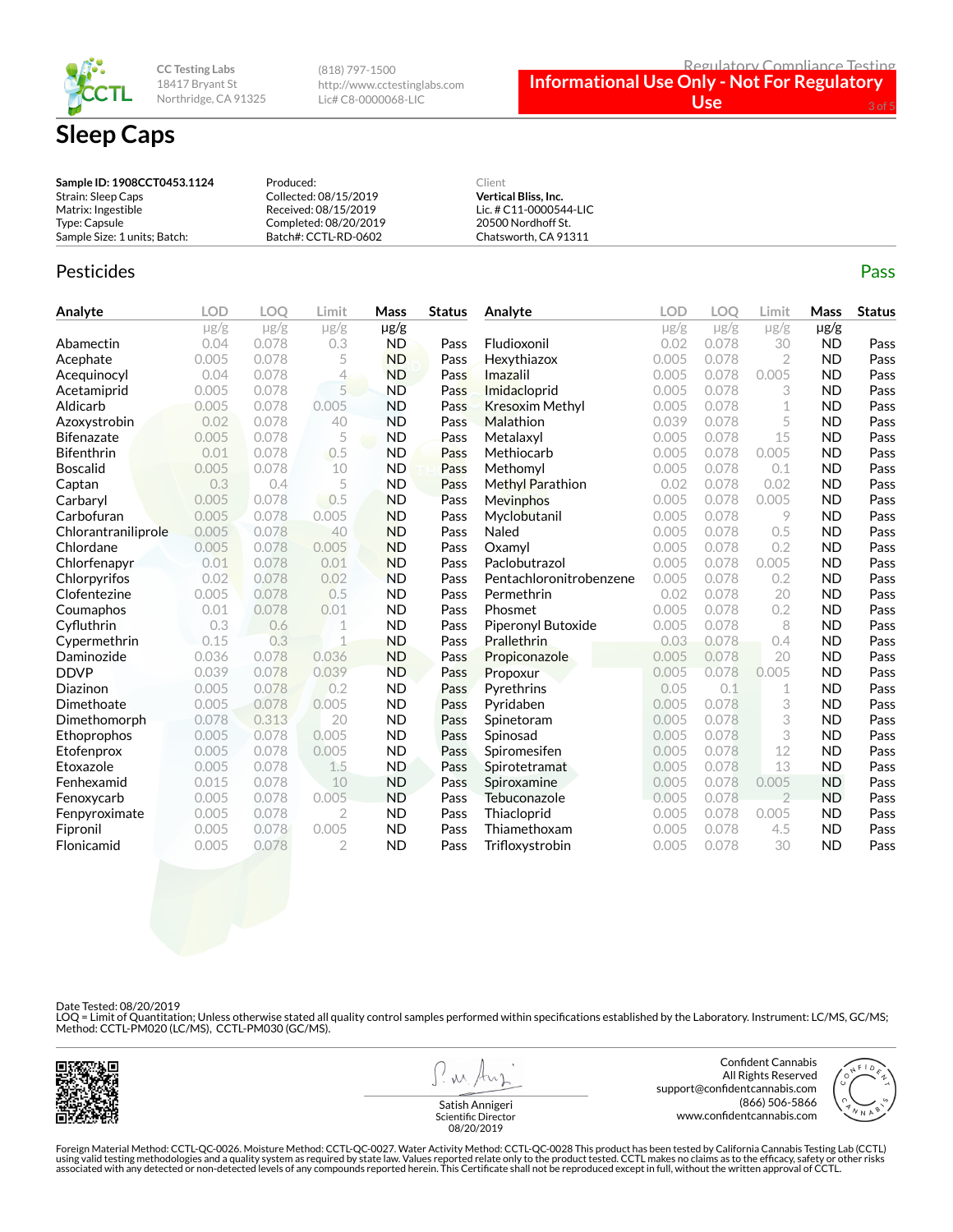CC Testing Labs
18417 Bryant St
Northridge, CA 91325

(818) 797-1500
http://www.cctestinglabs.com
Lic# C8-0000068-LIC

Regulatory Compliance Testing

**Informational Use Only - Not For Regulatory Use**

# Sleep Caps

**Sample ID: 1908CCT0453.1124**
Strain: Sleep Caps
Matrix: Ingestible
Type: Capsule
Sample Size: 1 units; Batch:

Produced:
Collected: 08/15/2019
Received: 08/15/2019
Completed: 08/20/2019
Batch#: CCTL-RD-0602

Client
**Vertical Bliss, Inc.**
Lic. # C11-0000544-LIC
20500 Nordhoff St.
Chatsworth, CA 91311

## Pesticides

Pass

| Analyte | LOD | LOQ | Limit | Mass | Status |
|---|---|---|---|---|---|
| | μg/g | μg/g | μg/g | μg/g | |
| Abamectin | 0.04 | 0.078 | 0.3 | ND | Pass |
| Acephate | 0.005 | 0.078 | 5 | ND | Pass |
| Acequinocyl | 0.04 | 0.078 | 4 | ND | Pass |
| Acetamiprid | 0.005 | 0.078 | 5 | ND | Pass |
| Aldicarb | 0.005 | 0.078 | 0.005 | ND | Pass |
| Azoxystrobin | 0.02 | 0.078 | 40 | ND | Pass |
| Bifenazate | 0.005 | 0.078 | 5 | ND | Pass |
| Bifenthrin | 0.01 | 0.078 | 0.5 | ND | Pass |
| Boscalid | 0.005 | 0.078 | 10 | ND | Pass |
| Captan | 0.3 | 0.4 | 5 | ND | Pass |
| Carbaryl | 0.005 | 0.078 | 0.5 | ND | Pass |
| Carbofuran | 0.005 | 0.078 | 0.005 | ND | Pass |
| Chlorantraniliprole | 0.005 | 0.078 | 40 | ND | Pass |
| Chlordane | 0.005 | 0.078 | 0.005 | ND | Pass |
| Chlorfenapyr | 0.01 | 0.078 | 0.01 | ND | Pass |
| Chlorpyrifos | 0.02 | 0.078 | 0.02 | ND | Pass |
| Clofentezine | 0.005 | 0.078 | 0.5 | ND | Pass |
| Coumaphos | 0.01 | 0.078 | 0.01 | ND | Pass |
| Cyfluthrin | 0.3 | 0.6 | 1 | ND | Pass |
| Cypermethrin | 0.15 | 0.3 | 1 | ND | Pass |
| Daminozide | 0.036 | 0.078 | 0.036 | ND | Pass |
| DDVP | 0.039 | 0.078 | 0.039 | ND | Pass |
| Diazinon | 0.005 | 0.078 | 0.2 | ND | Pass |
| Dimethoate | 0.005 | 0.078 | 0.005 | ND | Pass |
| Dimethomorph | 0.078 | 0.313 | 20 | ND | Pass |
| Ethoprophos | 0.005 | 0.078 | 0.005 | ND | Pass |
| Etofenprox | 0.005 | 0.078 | 0.005 | ND | Pass |
| Etoxazole | 0.005 | 0.078 | 1.5 | ND | Pass |
| Fenhexamid | 0.015 | 0.078 | 10 | ND | Pass |
| Fenoxycarb | 0.005 | 0.078 | 0.005 | ND | Pass |
| Fenpyroximate | 0.005 | 0.078 | 2 | ND | Pass |
| Fipronil | 0.005 | 0.078 | 0.005 | ND | Pass |
| Flonicamid | 0.005 | 0.078 | 2 | ND | Pass |
| Fludioxonil | 0.02 | 0.078 | 30 | ND | Pass |
| Hexythiazox | 0.005 | 0.078 | 2 | ND | Pass |
| Imazalil | 0.005 | 0.078 | 0.005 | ND | Pass |
| Imidacloprid | 0.005 | 0.078 | 3 | ND | Pass |
| Kresoxim Methyl | 0.005 | 0.078 | 1 | ND | Pass |
| Malathion | 0.039 | 0.078 | 5 | ND | Pass |
| Metalaxyl | 0.005 | 0.078 | 15 | ND | Pass |
| Methiocarb | 0.005 | 0.078 | 0.005 | ND | Pass |
| Methomyl | 0.005 | 0.078 | 0.1 | ND | Pass |
| Methyl Parathion | 0.02 | 0.078 | 0.02 | ND | Pass |
| Mevinphos | 0.005 | 0.078 | 0.005 | ND | Pass |
| Myclobutanil | 0.005 | 0.078 | 9 | ND | Pass |
| Naled | 0.005 | 0.078 | 0.5 | ND | Pass |
| Oxamyl | 0.005 | 0.078 | 0.2 | ND | Pass |
| Paclobutrazol | 0.005 | 0.078 | 0.005 | ND | Pass |
| Pentachloronitrobenzene | 0.005 | 0.078 | 0.2 | ND | Pass |
| Permethrin | 0.02 | 0.078 | 20 | ND | Pass |
| Phosmet | 0.005 | 0.078 | 0.2 | ND | Pass |
| Piperonyl Butoxide | 0.005 | 0.078 | 8 | ND | Pass |
| Prallethrin | 0.03 | 0.078 | 0.4 | ND | Pass |
| Propiconazole | 0.005 | 0.078 | 20 | ND | Pass |
| Propoxur | 0.005 | 0.078 | 0.005 | ND | Pass |
| Pyrethrins | 0.05 | 0.1 | 1 | ND | Pass |
| Pyridaben | 0.005 | 0.078 | 3 | ND | Pass |
| Spinetoram | 0.005 | 0.078 | 3 | ND | Pass |
| Spinosad | 0.005 | 0.078 | 3 | ND | Pass |
| Spiromesifen | 0.005 | 0.078 | 12 | ND | Pass |
| Spirotetramat | 0.005 | 0.078 | 13 | ND | Pass |
| Spiroxamine | 0.005 | 0.078 | 0.005 | ND | Pass |
| Tebuconazole | 0.005 | 0.078 | 2 | ND | Pass |
| Thiacloprid | 0.005 | 0.078 | 0.005 | ND | Pass |
| Thiamethoxam | 0.005 | 0.078 | 4.5 | ND | Pass |
| Trifloxystrobin | 0.005 | 0.078 | 30 | ND | Pass |

Date Tested: 08/20/2019
LOQ = Limit of Quantitation; Unless otherwise stated all quality control samples performed within specifications established by the Laboratory. Instrument: LC/MS, GC/MS; Method: CCTL-PM020 (LC/MS), CCTL-PM030 (GC/MS).

Satish Annigeri
Scientific Director
08/20/2019

Confident Cannabis
All Rights Reserved
support@confidentcannabis.com
(866) 506-5866
www.confidentcannabis.com

Foreign Material Method: CCTL-QC-0026. Moisture Method: CCTL-QC-0027. Water Activity Method: CCTL-QC-0028 This product has been tested by California Cannabis Testing Lab (CCTL) using valid testing methodologies and a quality system as required by state law. Values reported relate only to the product tested. CCTL makes no claims as to the efficacy, safety or other risks associated with any detected or non-detected levels of any compounds reported herein. This Certificate shall not be reproduced except in full, without the written approval of CCTL.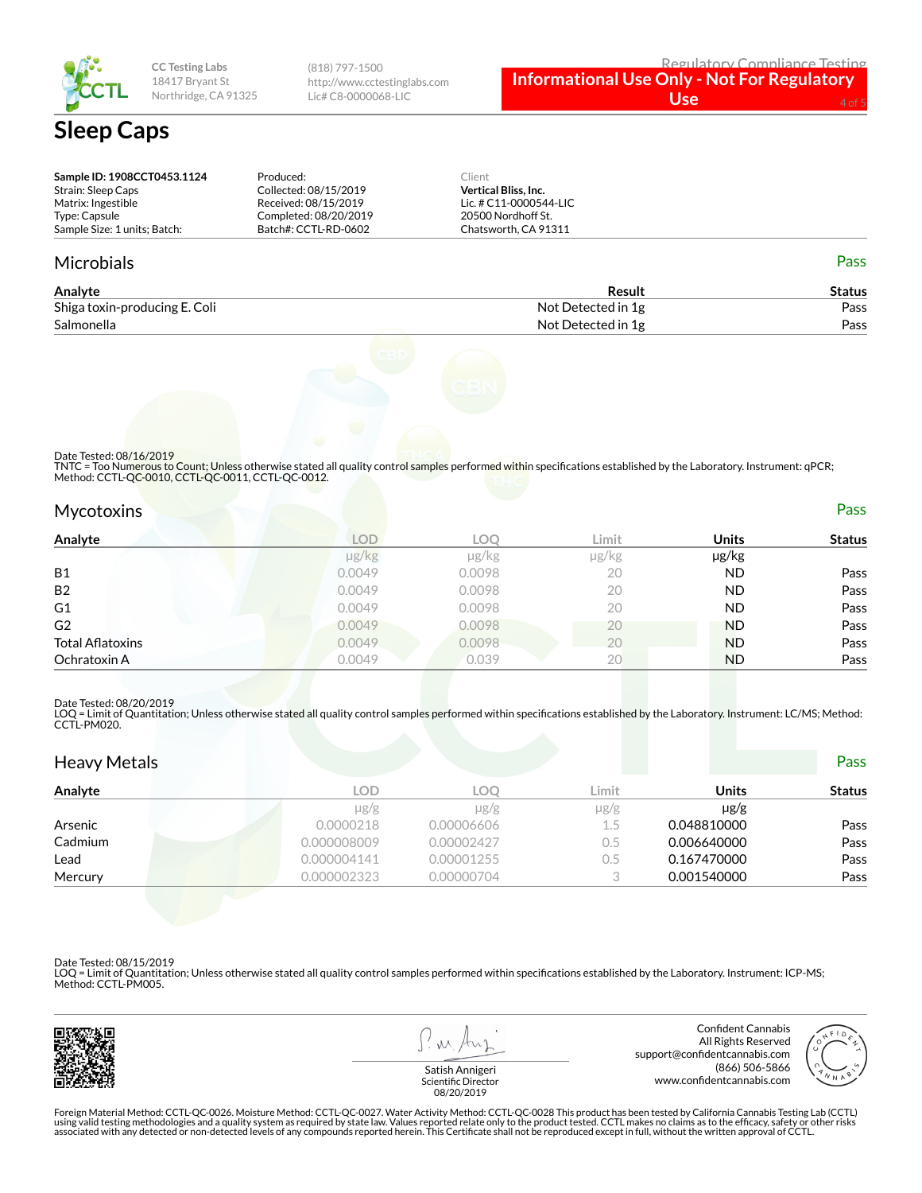CC Testing Labs
18417 Bryant St
Northridge, CA 91325

(818) 797-1500
http://www.cctestinglabs.com
Lic# C8-0000068-LIC

Regulatory Compliance Testing

**Informational Use Only - Not For Regulatory Use**

# Sleep Caps

**Sample ID: 1908CCT0453.1124**
Strain: Sleep Caps
Matrix: Ingestible
Type: Capsule
Sample Size: 1 units; Batch:

Produced:
Collected: 08/15/2019
Received: 08/15/2019
Completed: 08/20/2019
Batch#: CCTL-RD-0602

Client
**Vertical Bliss, Inc.**
Lic. # C11-0000544-LIC
20500 Nordhoff St.
Chatsworth, CA 91311

## Microbials

Pass

| Analyte | Result | Status |
|---|---|---|
| Shiga toxin-producing E. Coli | Not Detected in 1g | Pass |
| Salmonella | Not Detected in 1g | Pass |

Date Tested: 08/16/2019
TNTC = Too Numerous to Count; Unless otherwise stated all quality control samples performed within specifications established by the Laboratory. Instrument: qPCR; Method: CCTL-QC-0010, CCTL-QC-0011, CCTL-QC-0012.

## Mycotoxins

Pass

| Analyte | LOD | LOQ | Limit | Units | Status |
|---|---|---|---|---|---|
| | µg/kg | µg/kg | µg/kg | µg/kg | |
| B1 | 0.0049 | 0.0098 | 20 | ND | Pass |
| B2 | 0.0049 | 0.0098 | 20 | ND | Pass |
| G1 | 0.0049 | 0.0098 | 20 | ND | Pass |
| G2 | 0.0049 | 0.0098 | 20 | ND | Pass |
| Total Aflatoxins | 0.0049 | 0.0098 | 20 | ND | Pass |
| Ochratoxin A | 0.0049 | 0.039 | 20 | ND | Pass |

Date Tested: 08/20/2019
LOQ = Limit of Quantitation; Unless otherwise stated all quality control samples performed within specifications established by the Laboratory. Instrument: LC/MS; Method: CCTL-PM020.

## Heavy Metals

Pass

| Analyte | LOD | LOQ | Limit | Units | Status |
|---|---|---|---|---|---|
| | µg/g | µg/g | µg/g | µg/g | |
| Arsenic | 0.0000218 | 0.00006606 | 1.5 | 0.048810000 | Pass |
| Cadmium | 0.000008009 | 0.00002427 | 0.5 | 0.006640000 | Pass |
| Lead | 0.000004141 | 0.00001255 | 0.5 | 0.167470000 | Pass |
| Mercury | 0.000002323 | 0.00000704 | 3 | 0.001540000 | Pass |

Date Tested: 08/15/2019
LOQ = Limit of Quantitation; Unless otherwise stated all quality control samples performed within specifications established by the Laboratory. Instrument: ICP-MS; Method: CCTL-PM005.

Satish Annigeri
Scientific Director
08/20/2019

Confident Cannabis
All Rights Reserved
support@confidentcannabis.com
(866) 506-5866
www.confidentcannabis.com

Foreign Material Method: CCTL-QC-0026. Moisture Method: CCTL-QC-0027. Water Activity Method: CCTL-QC-0028 This product has been tested by California Cannabis Testing Lab (CCTL) using valid testing methodologies and a quality system as required by state law. Values reported relate only to the product tested. CCTL makes no claims as to the efficacy, safety or other risks associated with any detected or non-detected levels of any compounds reported herein. This Certificate shall not be reproduced except in full, without the written approval of CCTL.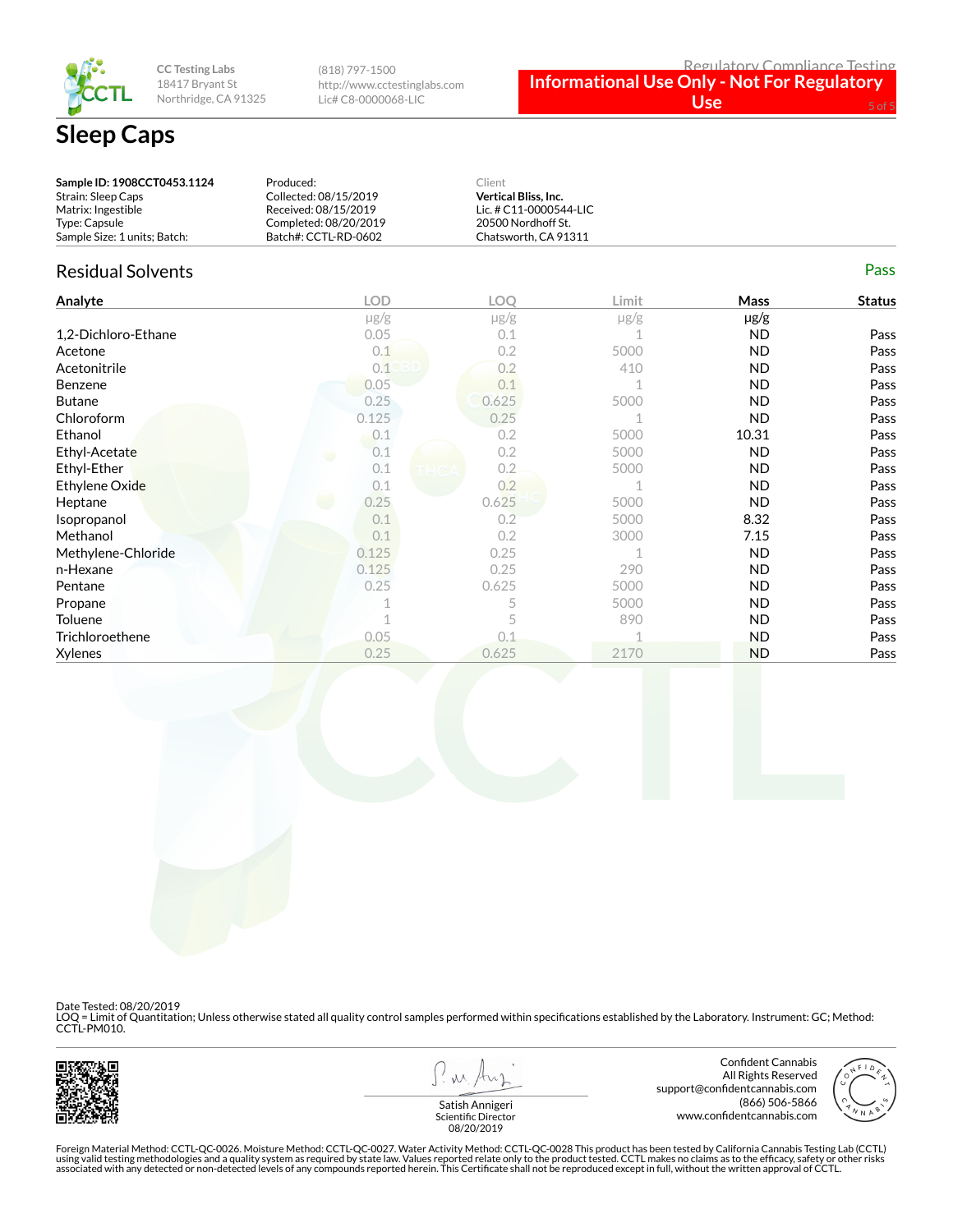CC Testing Labs
18417 Bryant St
Northridge, CA 91325

(818) 797-1500
http://www.cctestinglabs.com
Lic# C8-0000068-LIC

Regulatory Compliance Testing

**Informational Use Only - Not For Regulatory Use**

# Sleep Caps

**Sample ID: 1908CCT0453.1124**
Strain: Sleep Caps
Matrix: Ingestible
Type: Capsule
Sample Size: 1 units; Batch:

Produced:
Collected: 08/15/2019
Received: 08/15/2019
Completed: 08/20/2019
Batch#: CCTL-RD-0602

Client
**Vertical Bliss, Inc.**
Lic. # C11-0000544-LIC
20500 Nordhoff St.
Chatsworth, CA 91311

## Residual Solvents

Pass

| Analyte | LOD | LOQ | Limit | Mass | Status |
|---|---|---|---|---|---|
| | μg/g | μg/g | μg/g | μg/g | |
| 1,2-Dichloro-Ethane | 0.05 | 0.1 | 1 | ND | Pass |
| Acetone | 0.1 | 0.2 | 5000 | ND | Pass |
| Acetonitrile | 0.1 | 0.2 | 410 | ND | Pass |
| Benzene | 0.05 | 0.1 | 1 | ND | Pass |
| Butane | 0.25 | 0.625 | 5000 | ND | Pass |
| Chloroform | 0.125 | 0.25 | 1 | ND | Pass |
| Ethanol | 0.1 | 0.2 | 5000 | 10.31 | Pass |
| Ethyl-Acetate | 0.1 | 0.2 | 5000 | ND | Pass |
| Ethyl-Ether | 0.1 | 0.2 | 5000 | ND | Pass |
| Ethylene Oxide | 0.1 | 0.2 | 1 | ND | Pass |
| Heptane | 0.25 | 0.625 | 5000 | ND | Pass |
| Isopropanol | 0.1 | 0.2 | 5000 | 8.32 | Pass |
| Methanol | 0.1 | 0.2 | 3000 | 7.15 | Pass |
| Methylene-Chloride | 0.125 | 0.25 | 1 | ND | Pass |
| n-Hexane | 0.125 | 0.25 | 290 | ND | Pass |
| Pentane | 0.25 | 0.625 | 5000 | ND | Pass |
| Propane | 1 | 5 | 5000 | ND | Pass |
| Toluene | 1 | 5 | 890 | ND | Pass |
| Trichloroethene | 0.05 | 0.1 | 1 | ND | Pass |
| Xylenes | 0.25 | 0.625 | 2170 | ND | Pass |

Date Tested: 08/20/2019
LOQ = Limit of Quantitation; Unless otherwise stated all quality control samples performed within specifications established by the Laboratory. Instrument: GC; Method: CCTL-PM010.

Satish Annigeri
Scientific Director
08/20/2019

Confident Cannabis
All Rights Reserved
support@confidentcannabis.com
(866) 506-5866
www.confidentcannabis.com

Foreign Material Method: CCTL-QC-0026. Moisture Method: CCTL-QC-0027. Water Activity Method: CCTL-QC-0028 This product has been tested by California Cannabis Testing Lab (CCTL) using valid testing methodologies and a quality system as required by state law. Values reported relate only to the product tested. CCTL makes no claims as to the efficacy, safety or other risks associated with any detected or non-detected levels of any compounds reported herein. This Certificate shall not be reproduced except in full, without the written approval of CCTL.